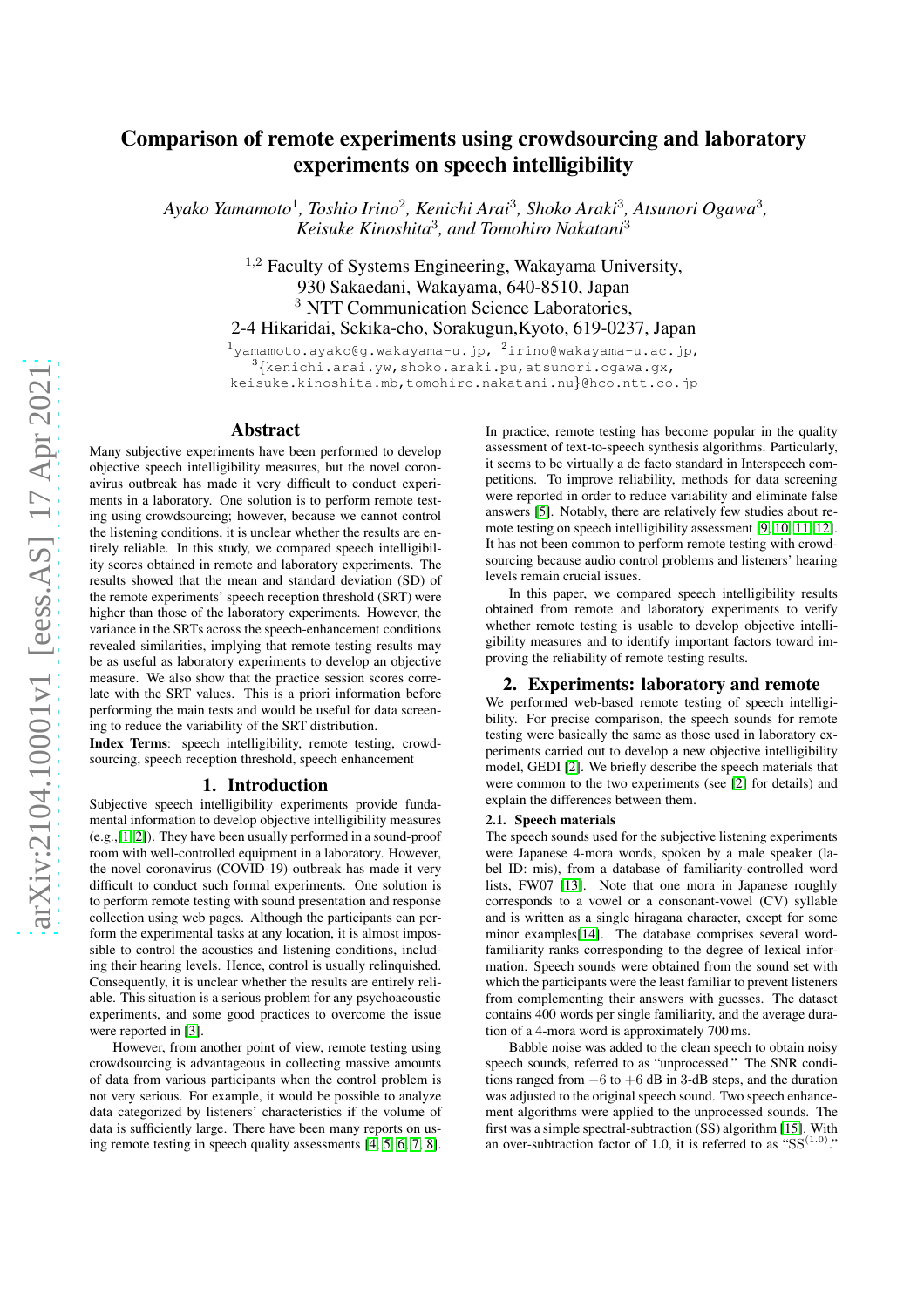# Comparison of remote experiments using crowdsourcing and laboratory experiments on speech intelligibility

*Ayako Yamamoto*[1], *Toshio Irino*[2], *Kenichi Arai*[3], *Shoko Araki*[3], *Atsunori Ogawa*[3], *Keisuke Kinoshita*[3], *and Tomohiro Nakatani*[3]

[1,2] Faculty of Systems Engineering, Wakayama University,
930 Sakaedani, Wakayama, 640-8510, Japan
[3] NTT Communication Science Laboratories,
2-4 Hikaridai, Sekika-cho, Sorakugun,Kyoto, 619-0237, Japan

[1]yamamoto.ayako@g.wakayama-u.jp, [2]irino@wakayama-u.ac.jp,
[3]{kenichi.arai.yw,shoko.araki.pu,atsunori.ogawa.gx,
keisuke.kinoshita.mb,tomohiro.nakatani.nu}@hco.ntt.co.jp

## Abstract

Many subjective experiments have been performed to develop objective speech intelligibility measures, but the novel coronavirus outbreak has made it very difficult to conduct experiments in a laboratory. One solution is to perform remote testing using crowdsourcing; however, because we cannot control the listening conditions, it is unclear whether the results are entirely reliable. In this study, we compared speech intelligibility scores obtained in remote and laboratory experiments. The results showed that the mean and standard deviation (SD) of the remote experiments' speech reception threshold (SRT) were higher than those of the laboratory experiments. However, the variance in the SRTs across the speech-enhancement conditions revealed similarities, implying that remote testing results may be as useful as laboratory experiments to develop an objective measure. We also show that the practice session scores correlate with the SRT values. This is a priori information before performing the main tests and would be useful for data screening to reduce the variability of the SRT distribution.

**Index Terms**: speech intelligibility, remote testing, crowdsourcing, speech reception threshold, speech enhancement

## 1. Introduction

Subjective speech intelligibility experiments provide fundamental information to develop objective intelligibility measures (e.g.,[1, 2]). They have been usually performed in a sound-proof room with well-controlled equipment in a laboratory. However, the novel coronavirus (COVID-19) outbreak has made it very difficult to conduct such formal experiments. One solution is to perform remote testing with sound presentation and response collection using web pages. Although the participants can perform the experimental tasks at any location, it is almost impossible to control the acoustics and listening conditions, including their hearing levels. Hence, control is usually relinquished. Consequently, it is unclear whether the results are entirely reliable. This situation is a serious problem for any psychoacoustic experiments, and some good practices to overcome the issue were reported in [3].

However, from another point of view, remote testing using crowdsourcing is advantageous in collecting massive amounts of data from various participants when the control problem is not very serious. For example, it would be possible to analyze data categorized by listeners' characteristics if the volume of data is sufficiently large. There have been many reports on using remote testing in speech quality assessments [4, 5, 6, 7, 8].

In practice, remote testing has become popular in the quality assessment of text-to-speech synthesis algorithms. Particularly, it seems to be virtually a de facto standard in Interspeech competitions. To improve reliability, methods for data screening were reported in order to reduce variability and eliminate false answers [5]. Notably, there are relatively few studies about remote testing on speech intelligibility assessment [9, 10, 11, 12]. It has not been common to perform remote testing with crowdsourcing because audio control problems and listeners' hearing levels remain crucial issues.

In this paper, we compared speech intelligibility results obtained from remote and laboratory experiments to verify whether remote testing is usable to develop objective intelligibility measures and to identify important factors toward improving the reliability of remote testing results.

## 2. Experiments: laboratory and remote

We performed web-based remote testing of speech intelligibility. For precise comparison, the speech sounds for remote testing were basically the same as those used in laboratory experiments carried out to develop a new objective intelligibility model, GEDI [2]. We briefly describe the speech materials that were common to the two experiments (see [2] for details) and explain the differences between them.

### 2.1. Speech materials

The speech sounds used for the subjective listening experiments were Japanese 4-mora words, spoken by a male speaker (label ID: mis), from a database of familiarity-controlled word lists, FW07 [13]. Note that one mora in Japanese roughly corresponds to a vowel or a consonant-vowel (CV) syllable and is written as a single hiragana character, except for some minor examples[14]. The database comprises several word-familiarity ranks corresponding to the degree of lexical information. Speech sounds were obtained from the sound set with which the participants were the least familiar to prevent listeners from complementing their answers with guesses. The dataset contains 400 words per single familiarity, and the average duration of a 4-mora word is approximately 700 ms.

Babble noise was added to the clean speech to obtain noisy speech sounds, referred to as "unprocessed." The SNR conditions ranged from $-6$ to $+6$ dB in 3-dB steps, and the duration was adjusted to the original speech sound. Two speech enhancement algorithms were applied to the unprocessed sounds. The first was a simple spectral-subtraction (SS) algorithm [15]. With an over-subtraction factor of 1.0, it is referred to as "$\mathrm{SS}^{(1.0)}$."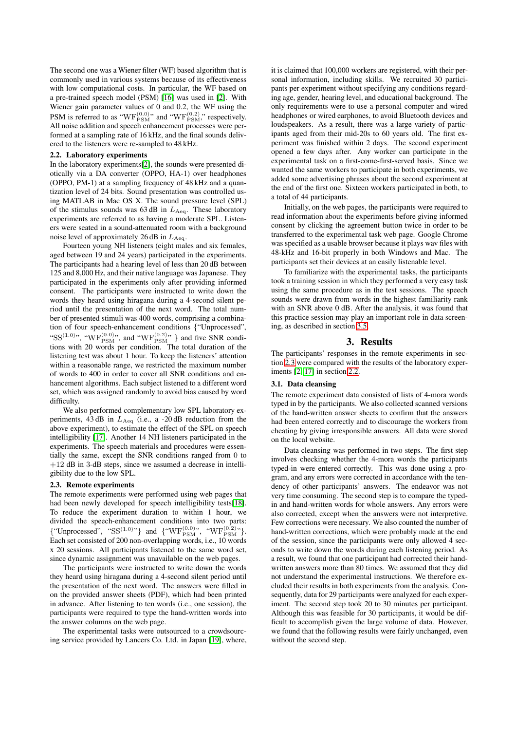The second one was a Wiener filter (WF) based algorithm that is commonly used in various systems because of its effectiveness with low computational costs. In particular, the WF based on a pre-trained speech model (PSM) [16] was used in [2]. With Wiener gain parameter values of 0 and 0.2, the WF using the PSM is referred to as "$\mathrm{WF}_{\mathrm{PSM}}^{(0.0)}$" and "$\mathrm{WF}_{\mathrm{PSM}}^{(0.2)}$," respectively. All noise addition and speech enhancement processes were performed at a sampling rate of 16 kHz, and the final sounds delivered to the listeners were re-sampled to 48 kHz.

### 2.2. Laboratory experiments

In the laboratory experiments[2], the sounds were presented diotically via a DA converter (OPPO, HA-1) over headphones (OPPO, PM-1) at a sampling frequency of 48 kHz and a quantization level of 24 bits. Sound presentation was controlled using MATLAB in Mac OS X. The sound pressure level (SPL) of the stimulus sounds was 63 dB in $L_{\mathrm{Aeq}}$. These laboratory experiments are referred to as having a moderate SPL. Listeners were seated in a sound-attenuated room with a background noise level of approximately 26 dB in $L_{\mathrm{Aeq}}$.

Fourteen young NH listeners (eight males and six females, aged between 19 and 24 years) participated in the experiments. The participants had a hearing level of less than 20 dB between 125 and 8,000 Hz, and their native language was Japanese. They participated in the experiments only after providing informed consent. The participants were instructed to write down the words they heard using hiragana during a 4-second silent period until the presentation of the next word. The total number of presented stimuli was 400 words, comprising a combination of four speech-enhancement conditions {"Unprocessed", "$\mathrm{SS}^{(1.0)}$", "$\mathrm{WF}_{\mathrm{PSM}}^{(0.0)}$", and "$\mathrm{WF}_{\mathrm{PSM}}^{(0.2)}$" } and five SNR conditions with 20 words per condition. The total duration of the listening test was about 1 hour. To keep the listeners' attention within a reasonable range, we restricted the maximum number of words to 400 in order to cover all SNR conditions and enhancement algorithms. Each subject listened to a different word set, which was assigned randomly to avoid bias caused by word difficulty.

We also performed complementary low SPL laboratory experiments, 43 dB in $L_{\mathrm{Aeq}}$ (i.e., a -20 dB reduction from the above experiment), to estimate the effect of the SPL on speech intelligibility [17]. Another 14 NH listeners participated in the experiments. The speech materials and procedures were essentially the same, except the SNR conditions ranged from 0 to +12 dB in 3-dB steps, since we assumed a decrease in intelligibility due to the low SPL.

### 2.3. Remote experiments

The remote experiments were performed using web pages that had been newly developed for speech intelligibility tests[18]. To reduce the experiment duration to within 1 hour, we divided the speech-enhancement conditions into two parts: {"Unprocessed", "$\mathrm{SS}^{(1.0)}$"} and {"$\mathrm{WF}_{\mathrm{PSM}}^{(0.0)}$", "$\mathrm{WF}_{\mathrm{PSM}}^{(0.2)}$"}. Each set consisted of 200 non-overlapping words, i.e., 10 words x 20 sessions. All participants listened to the same word set, since dynamic assignment was unavailable on the web pages.

The participants were instructed to write down the words they heard using hiragana during a 4-second silent period until the presentation of the next word. The answers were filled in on the provided answer sheets (PDF), which had been printed in advance. After listening to ten words (i.e., one session), the participants were required to type the hand-written words into the answer columns on the web page.

The experimental tasks were outsourced to a crowdsourcing service provided by Lancers Co. Ltd. in Japan [19], where, it is claimed that 100,000 workers are registered, with their personal information, including skills. We recruited 30 participants per experiment without specifying any conditions regarding age, gender, hearing level, and educational background. The only requirements were to use a personal computer and wired headphones or wired earphones, to avoid Bluetooth devices and loudspeakers. As a result, there was a large variety of participants aged from their mid-20s to 60 years old. The first experiment was finished within 2 days. The second experiment opened a few days after. Any worker can participate in the experimental task on a first-come-first-served basis. Since we wanted the same workers to participate in both experiments, we added some advertising phrases about the second experiment at the end of the first one. Sixteen workers participated in both, to a total of 44 participants.

Initially, on the web pages, the participants were required to read information about the experiments before giving informed consent by clicking the agreement button twice in order to be transferred to the experimental task web page. Google Chrome was specified as a usable browser because it plays wav files with 48-kHz and 16-bit properly in both Windows and Mac. The participants set their devices at an easily listenable level.

To familiarize with the experimental tasks, the participants took a training session in which they performed a very easy task using the same procedure as in the test sessions. The speech sounds were drawn from words in the highest familiarity rank with an SNR above 0 dB. After the analysis, it was found that this practice session may play an important role in data screening, as described in section 3.5.

## 3. Results

The participants' responses in the remote experiments in section 2.3 were compared with the results of the laboratory experiments [2, 17] in section 2.2.

### 3.1. Data cleansing

The remote experiment data consisted of lists of 4-mora words typed in by the participants. We also collected scanned versions of the hand-written answer sheets to confirm that the answers had been entered correctly and to discourage the workers from cheating by giving irresponsible answers. All data were stored on the local website.

Data cleansing was performed in two steps. The first step involves checking whether the 4-mora words the participants typed-in were entered correctly. This was done using a program, and any errors were corrected in accordance with the tendency of other participants' answers. The endeavor was not very time consuming. The second step is to compare the typed-in and hand-written words for whole answers. Any errors were also corrected, except when the answers were not interpretive. Few corrections were necessary. We also counted the number of hand-written corrections, which were probably made at the end of the session, since the participants were only allowed 4 seconds to write down the words during each listening period. As a result, we found that one participant had corrected their hand-written answers more than 80 times. We assumed that they did not understand the experimental instructions. We therefore excluded their results in both experiments from the analysis. Consequently, data for 29 participants were analyzed for each experiment. The second step took 20 to 30 minutes per participant. Although this was feasible for 30 participants, it would be difficult to accomplish given the large volume of data. However, we found that the following results were fairly unchanged, even without the second step.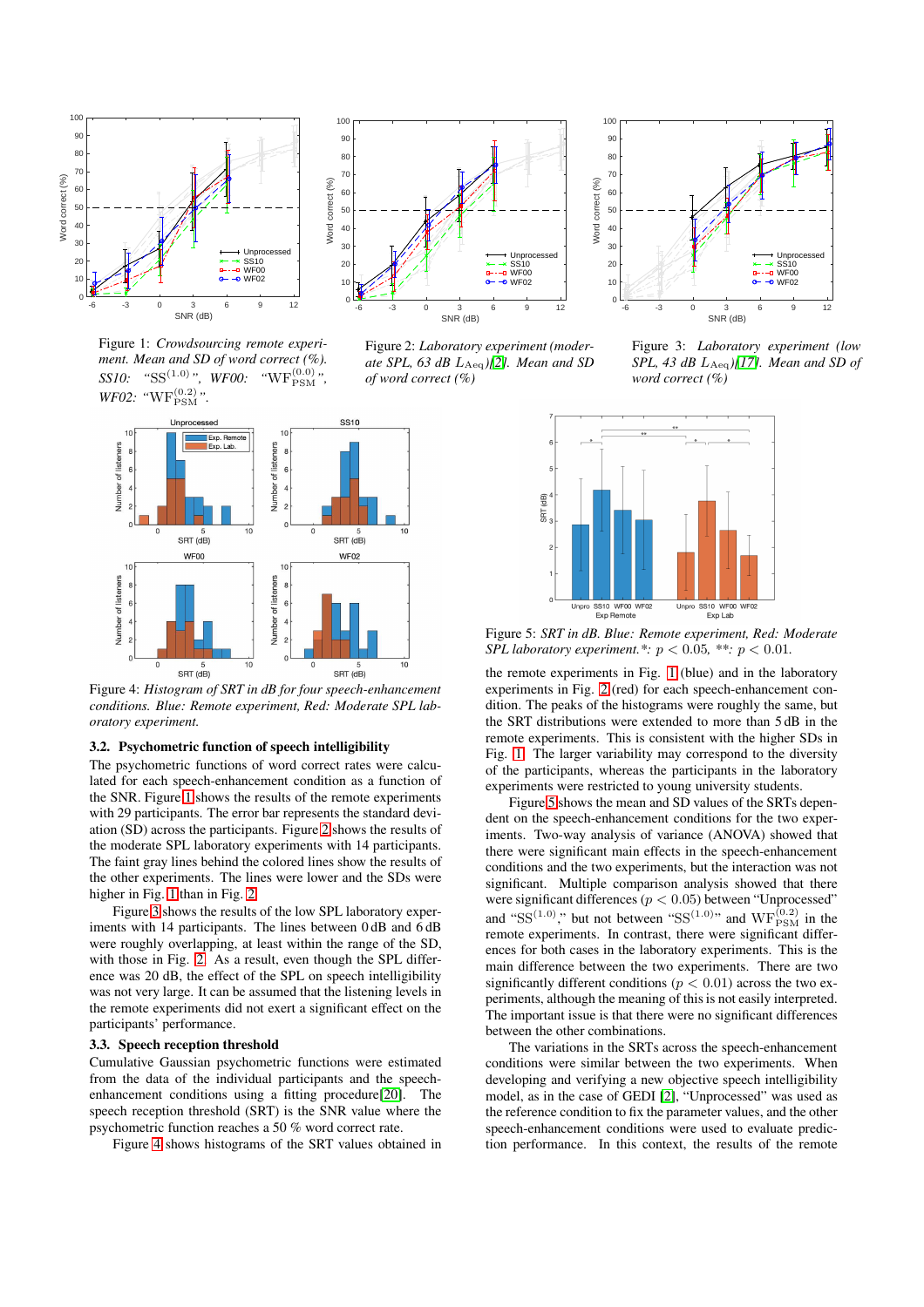Figure 1: *Crowdsourcing remote experiment. Mean and SD of word correct (%). SS10: "$\mathrm{SS}^{(1.0)}$", WF00: "$\mathrm{WF}_{\mathrm{PSM}}^{(0.0)}$", WF02: "$\mathrm{WF}_{\mathrm{PSM}}^{(0.2)}$".*

Figure 2: *Laboratory experiment (moderate SPL, 63 dB $L_{\mathrm{Aeq}}$)[2]. Mean and SD of word correct (%)*

Figure 3: *Laboratory experiment (low SPL, 43 dB $L_{\mathrm{Aeq}}$)[17]. Mean and SD of word correct (%)*

Figure 4: *Histogram of SRT in dB for four speech-enhancement conditions. Blue: Remote experiment, Red: Moderate SPL laboratory experiment.*

### 3.2. Psychometric function of speech intelligibility

The psychometric functions of word correct rates were calculated for each speech-enhancement condition as a function of the SNR. Figure 1 shows the results of the remote experiments with 29 participants. The error bar represents the standard deviation (SD) across the participants. Figure 2 shows the results of the moderate SPL laboratory experiments with 14 participants. The faint gray lines behind the colored lines show the results of the other experiments. The lines were lower and the SDs were higher in Fig. 1 than in Fig. 2.

Figure 3 shows the results of the low SPL laboratory experiments with 14 participants. The lines between 0 dB and 6 dB were roughly overlapping, at least within the range of the SD, with those in Fig. 2. As a result, even though the SPL difference was 20 dB, the effect of the SPL on speech intelligibility was not very large. It can be assumed that the listening levels in the remote experiments did not exert a significant effect on the participants' performance.

### 3.3. Speech reception threshold

Cumulative Gaussian psychometric functions were estimated from the data of the individual participants and the speech-enhancement conditions using a fitting procedure[20]. The speech reception threshold (SRT) is the SNR value where the psychometric function reaches a 50 % word correct rate.

Figure 4 shows histograms of the SRT values obtained in the remote experiments in Fig. 1 (blue) and in the laboratory experiments in Fig. 2 (red) for each speech-enhancement condition. The peaks of the histograms were roughly the same, but the SRT distributions were extended to more than 5 dB in the remote experiments. This is consistent with the higher SDs in Fig. 1. The larger variability may correspond to the diversity of the participants, whereas the participants in the laboratory experiments were restricted to young university students.

Figure 5: *SRT in dB. Blue: Remote experiment, Red: Moderate SPL laboratory experiment.*: $p < 0.05$, **: $p < 0.01$.*

Figure 5 shows the mean and SD values of the SRTs dependent on the speech-enhancement conditions for the two experiments. Two-way analysis of variance (ANOVA) showed that there were significant main effects in the speech-enhancement conditions and the two experiments, but the interaction was not significant. Multiple comparison analysis showed that there were significant differences ($p < 0.05$) between "Unprocessed" and "$\mathrm{SS}^{(1.0)}$," but not between "$\mathrm{SS}^{(1.0)}$" and $\mathrm{WF}_{\mathrm{PSM}}^{(0.2)}$ in the remote experiments. In contrast, there were significant differences for both cases in the laboratory experiments. This is the main difference between the two experiments. There are two significantly different conditions ($p < 0.01$) across the two experiments, although the meaning of this is not easily interpreted. The important issue is that there were no significant differences between the other combinations.

The variations in the SRTs across the speech-enhancement conditions were similar between the two experiments. When developing and verifying a new objective speech intelligibility model, as in the case of GEDI [2], "Unprocessed" was used as the reference condition to fix the parameter values, and the other speech-enhancement conditions were used to evaluate prediction performance. In this context, the results of the remote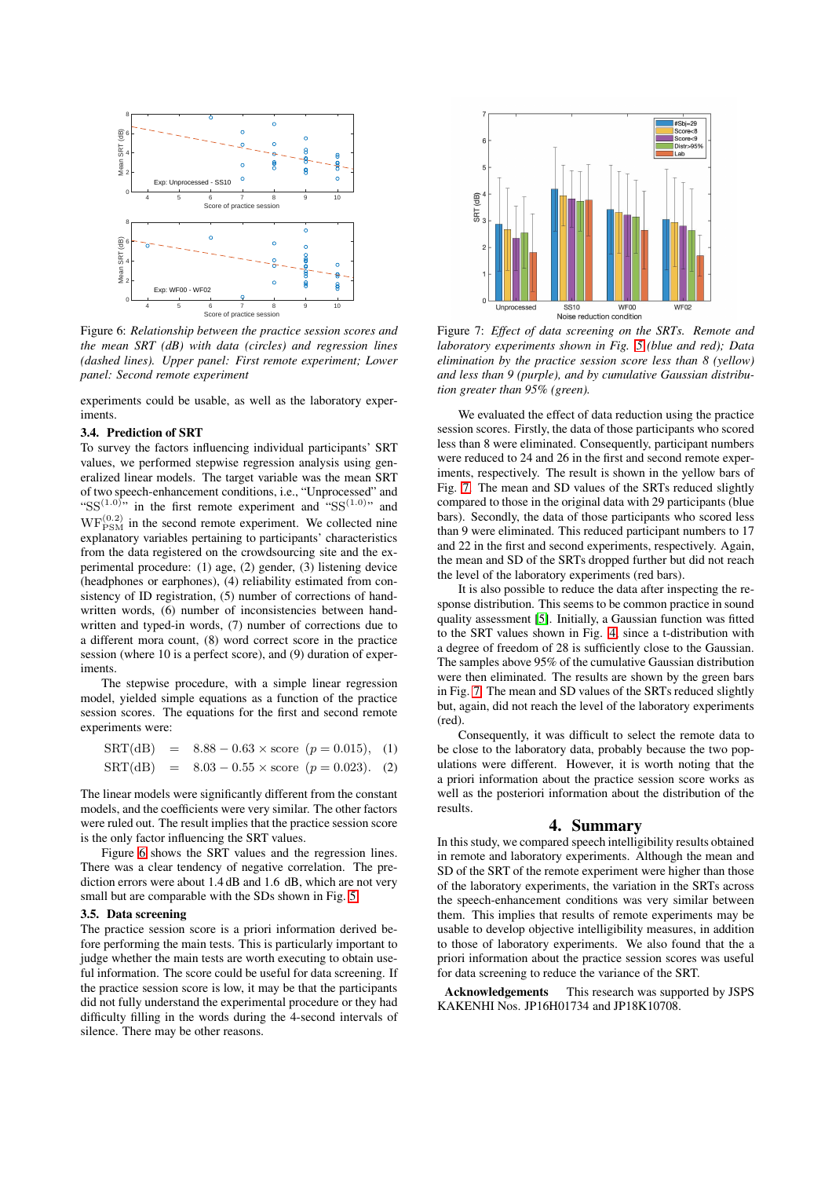Figure 6: *Relationship between the practice session scores and the mean SRT (dB) with data (circles) and regression lines (dashed lines). Upper panel: First remote experiment; Lower panel: Second remote experiment*

experiments could be usable, as well as the laboratory experiments.

### 3.4. Prediction of SRT

To survey the factors influencing individual participants' SRT values, we performed stepwise regression analysis using generalized linear models. The target variable was the mean SRT of two speech-enhancement conditions, i.e., "Unprocessed" and "$\mathrm{SS}^{(1.0)}$" in the first remote experiment and "$\mathrm{SS}^{(1.0)}$" and $\mathrm{WF}^{(0.2)}_{\mathrm{PSM}}$ in the second remote experiment. We collected nine explanatory variables pertaining to participants' characteristics from the data registered on the crowdsourcing site and the experimental procedure: (1) age, (2) gender, (3) listening device (headphones or earphones), (4) reliability estimated from consistency of ID registration, (5) number of corrections of handwritten words, (6) number of inconsistencies between handwritten and typed-in words, (7) number of corrections due to a different mora count, (8) word correct score in the practice session (where 10 is a perfect score), and (9) duration of experiments.

The stepwise procedure, with a simple linear regression model, yielded simple equations as a function of the practice session scores. The equations for the first and second remote experiments were:

$$\mathrm{SRT(dB)} = 8.88 - 0.63 \times \mathrm{score} \quad (p = 0.015), \quad (1)$$

$$\mathrm{SRT(dB)} = 8.03 - 0.55 \times \mathrm{score} \quad (p = 0.023). \quad (2)$$

The linear models were significantly different from the constant models, and the coefficients were very similar. The other factors were ruled out. The result implies that the practice session score is the only factor influencing the SRT values.

Figure 6 shows the SRT values and the regression lines. There was a clear tendency of negative correlation. The prediction errors were about 1.4 dB and 1.6 dB, which are not very small but are comparable with the SDs shown in Fig. 5.

### 3.5. Data screening

The practice session score is a priori information derived before performing the main tests. This is particularly important to judge whether the main tests are worth executing to obtain useful information. The score could be useful for data screening. If the practice session score is low, it may be that the participants did not fully understand the experimental procedure or they had difficulty filling in the words during the 4-second intervals of silence. There may be other reasons.

Figure 7: *Effect of data screening on the SRTs. Remote and laboratory experiments shown in Fig. 5 (blue and red); Data elimination by the practice session score less than 8 (yellow) and less than 9 (purple), and by cumulative Gaussian distribution greater than 95% (green).*

We evaluated the effect of data reduction using the practice session scores. Firstly, the data of those participants who scored less than 8 were eliminated. Consequently, participant numbers were reduced to 24 and 26 in the first and second remote experiments, respectively. The result is shown in the yellow bars of Fig. 7. The mean and SD values of the SRTs reduced slightly compared to those in the original data with 29 participants (blue bars). Secondly, the data of those participants who scored less than 9 were eliminated. This reduced participant numbers to 17 and 22 in the first and second experiments, respectively. Again, the mean and SD of the SRTs dropped further but did not reach the level of the laboratory experiments (red bars).

It is also possible to reduce the data after inspecting the response distribution. This seems to be common practice in sound quality assessment [5]. Initially, a Gaussian function was fitted to the SRT values shown in Fig. 4, since a t-distribution with a degree of freedom of 28 is sufficiently close to the Gaussian. The samples above 95% of the cumulative Gaussian distribution were then eliminated. The results are shown by the green bars in Fig. 7. The mean and SD values of the SRTs reduced slightly but, again, did not reach the level of the laboratory experiments (red).

Consequently, it was difficult to select the remote data to be close to the laboratory data, probably because the two populations were different. However, it is worth noting that the a priori information about the practice session score works as well as the posteriori information about the distribution of the results.

## 4. Summary

In this study, we compared speech intelligibility results obtained in remote and laboratory experiments. Although the mean and SD of the SRT of the remote experiment were higher than those of the laboratory experiments, the variation in the SRTs across the speech-enhancement conditions was very similar between them. This implies that results of remote experiments may be usable to develop objective intelligibility measures, in addition to those of laboratory experiments. We also found that the a priori information about the practice session scores was useful for data screening to reduce the variance of the SRT.

**Acknowledgements** This research was supported by JSPS KAKENHI Nos. JP16H01734 and JP18K10708.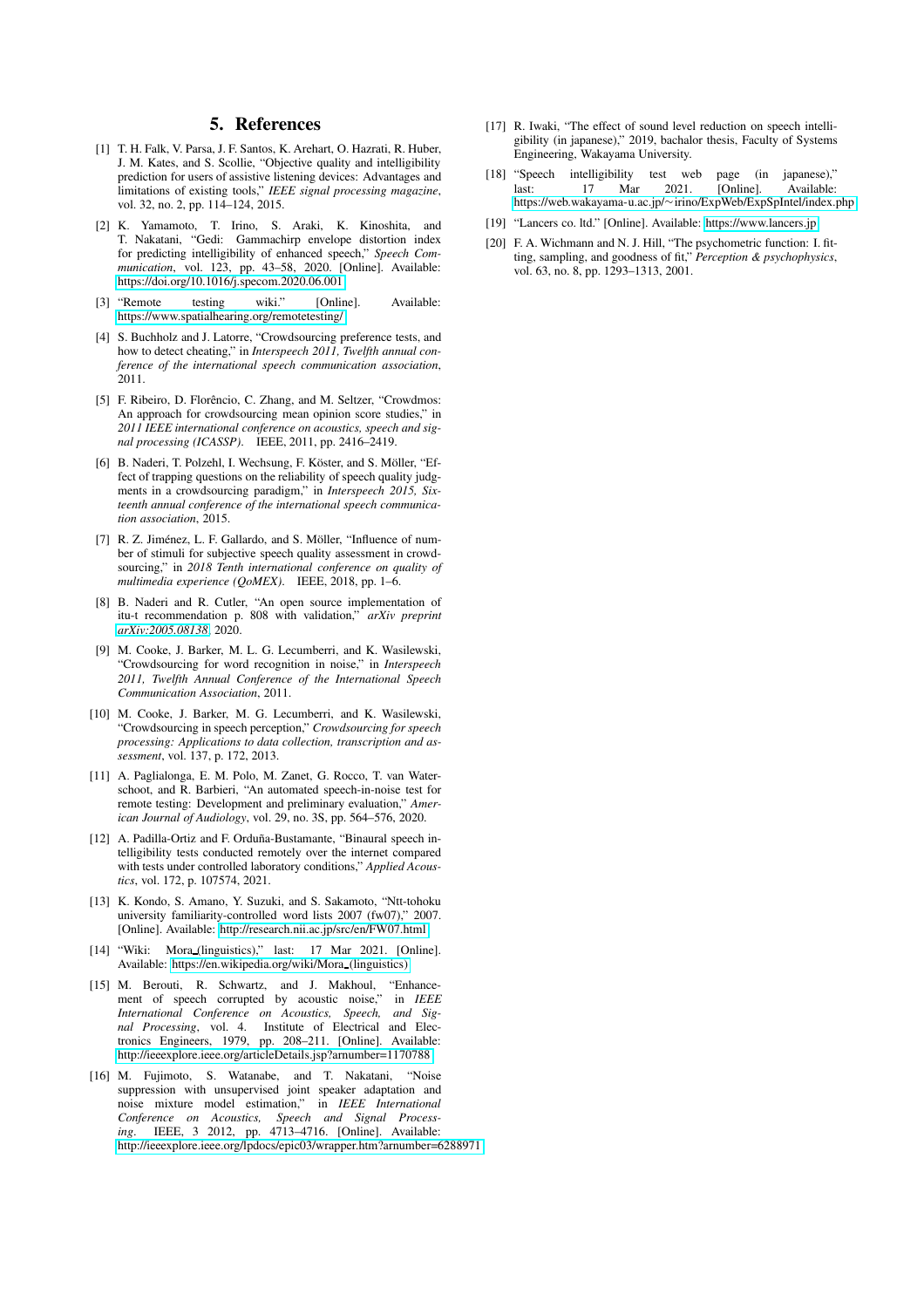## 5. References

[1] T. H. Falk, V. Parsa, J. F. Santos, K. Arehart, O. Hazrati, R. Huber, J. M. Kates, and S. Scollie, "Objective quality and intelligibility prediction for users of assistive listening devices: Advantages and limitations of existing tools," *IEEE signal processing magazine*, vol. 32, no. 2, pp. 114–124, 2015.

[2] K. Yamamoto, T. Irino, S. Araki, K. Kinoshita, and T. Nakatani, "Gedi: Gammachirp envelope distortion index for predicting intelligibility of enhanced speech," *Speech Communication*, vol. 123, pp. 43–58, 2020. [Online]. Available: https://doi.org/10.1016/j.specom.2020.06.001

[3] "Remote testing wiki." [Online]. Available: https://www.spatialhearing.org/remotetesting/

[4] S. Buchholz and J. Latorre, "Crowdsourcing preference tests, and how to detect cheating," in *Interspeech 2011, Twelfth annual conference of the international speech communication association*, 2011.

[5] F. Ribeiro, D. Florêncio, C. Zhang, and M. Seltzer, "Crowdmos: An approach for crowdsourcing mean opinion score studies," in *2011 IEEE international conference on acoustics, speech and signal processing (ICASSP)*. IEEE, 2011, pp. 2416–2419.

[6] B. Naderi, T. Polzehl, I. Wechsung, F. Köster, and S. Möller, "Effect of trapping questions on the reliability of speech quality judgments in a crowdsourcing paradigm," in *Interspeech 2015, Sixteenth annual conference of the international speech communication association*, 2015.

[7] R. Z. Jiménez, L. F. Gallardo, and S. Möller, "Influence of number of stimuli for subjective speech quality assessment in crowdsourcing," in *2018 Tenth international conference on quality of multimedia experience (QoMEX)*. IEEE, 2018, pp. 1–6.

[8] B. Naderi and R. Cutler, "An open source implementation of itu-t recommendation p. 808 with validation," *arXiv preprint arXiv:2005.08138*, 2020.

[9] M. Cooke, J. Barker, M. L. G. Lecumberri, and K. Wasilewski, "Crowdsourcing for word recognition in noise," in *Interspeech 2011, Twelfth Annual Conference of the International Speech Communication Association*, 2011.

[10] M. Cooke, J. Barker, M. G. Lecumberri, and K. Wasilewski, "Crowdsourcing in speech perception," *Crowdsourcing for speech processing: Applications to data collection, transcription and assessment*, vol. 137, p. 172, 2013.

[11] A. Paglialonga, E. M. Polo, M. Zanet, G. Rocco, T. van Waterschoot, and R. Barbieri, "An automated speech-in-noise test for remote testing: Development and preliminary evaluation," *American Journal of Audiology*, vol. 29, no. 3S, pp. 564–576, 2020.

[12] A. Padilla-Ortiz and F. Orduña-Bustamante, "Binaural speech intelligibility tests conducted remotely over the internet compared with tests under controlled laboratory conditions," *Applied Acoustics*, vol. 172, p. 107574, 2021.

[13] K. Kondo, S. Amano, Y. Suzuki, and S. Sakamoto, "Ntt-tohoku university familiarity-controlled word lists 2007 (fw07)," 2007. [Online]. Available: http://research.nii.ac.jp/src/en/FW07.html

[14] "Wiki: Mora_(linguistics)," last: 17 Mar 2021. [Online]. Available: https://en.wikipedia.org/wiki/Mora_(linguistics)

[15] M. Berouti, R. Schwartz, and J. Makhoul, "Enhancement of speech corrupted by acoustic noise," in *IEEE International Conference on Acoustics, Speech, and Signal Processing*, vol. 4. Institute of Electrical and Electronics Engineers, 1979, pp. 208–211. [Online]. Available: http://ieeexplore.ieee.org/articleDetails.jsp?arnumber=1170788

[16] M. Fujimoto, S. Watanabe, and T. Nakatani, "Noise suppression with unsupervised joint speaker adaptation and noise mixture model estimation," in *IEEE International Conference on Acoustics, Speech and Signal Processing*. IEEE, 3 2012, pp. 4713–4716. [Online]. Available: http://ieeexplore.ieee.org/lpdocs/epic03/wrapper.htm?arnumber=6288971

[17] R. Iwaki, "The effect of sound level reduction on speech intelligibility (in japanese)," 2019, bachalor thesis, Faculty of Systems Engineering, Wakayama University.

[18] "Speech intelligibility test web page (in japanese)," last: 17 Mar 2021. [Online]. Available: https://web.wakayama-u.ac.jp/~irino/ExpWeb/ExpSpIntel/index.php

[19] "Lancers co. ltd." [Online]. Available: https://www.lancers.jp

[20] F. A. Wichmann and N. J. Hill, "The psychometric function: I. fitting, sampling, and goodness of fit," *Perception & psychophysics*, vol. 63, no. 8, pp. 1293–1313, 2001.